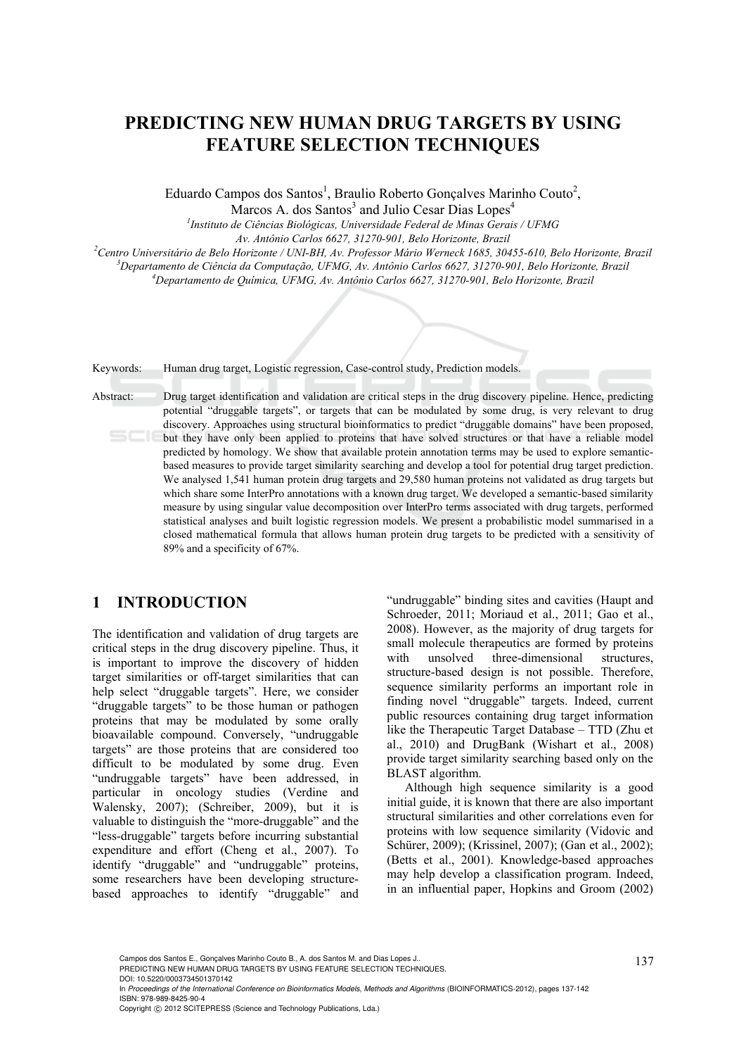# PREDICTING NEW HUMAN DRUG TARGETS BY USING FEATURE SELECTION TECHNIQUES

Eduardo Campos dos Santos[1], Braulio Roberto Gonçalves Marinho Couto[2], Marcos A. dos Santos[3] and Julio Cesar Dias Lopes[4]

[1]*Instituto de Ciências Biológicas, Universidade Federal de Minas Gerais / UFMG Av. Antônio Carlos 6627, 31270-901, Belo Horizonte, Brazil*

[2]*Centro Universitário de Belo Horizonte / UNI-BH, Av. Professor Mário Werneck 1685, 30455-610, Belo Horizonte, Brazil*

[3]*Departamento de Ciência da Computação, UFMG, Av. Antônio Carlos 6627, 31270-901, Belo Horizonte, Brazil*

[4]*Departamento de Química, UFMG, Av. Antônio Carlos 6627, 31270-901, Belo Horizonte, Brazil*

Keywords: Human drug target, Logistic regression, Case-control study, Prediction models.

Abstract: Drug target identification and validation are critical steps in the drug discovery pipeline. Hence, predicting potential "druggable targets", or targets that can be modulated by some drug, is very relevant to drug discovery. Approaches using structural bioinformatics to predict "druggable domains" have been proposed, but they have only been applied to proteins that have solved structures or that have a reliable model predicted by homology. We show that available protein annotation terms may be used to explore semantic-based measures to provide target similarity searching and develop a tool for potential drug target prediction. We analysed 1,541 human protein drug targets and 29,580 human proteins not validated as drug targets but which share some InterPro annotations with a known drug target. We developed a semantic-based similarity measure by using singular value decomposition over InterPro terms associated with drug targets, performed statistical analyses and built logistic regression models. We present a probabilistic model summarised in a closed mathematical formula that allows human protein drug targets to be predicted with a sensitivity of 89% and a specificity of 67%.

## 1 INTRODUCTION

The identification and validation of drug targets are critical steps in the drug discovery pipeline. Thus, it is important to improve the discovery of hidden target similarities or off-target similarities that can help select "druggable targets". Here, we consider "druggable targets" to be those human or pathogen proteins that may be modulated by some orally bioavailable compound. Conversely, "undruggable targets" are those proteins that are considered too difficult to be modulated by some drug. Even "undruggable targets" have been addressed, in particular in oncology studies (Verdine and Walensky, 2007); (Schreiber, 2009), but it is valuable to distinguish the "more-druggable" and the "less-druggable" targets before incurring substantial expenditure and effort (Cheng et al., 2007). To identify "druggable" and "undruggable" proteins, some researchers have been developing structure-based approaches to identify "druggable" and "undruggable" binding sites and cavities (Haupt and Schroeder, 2011; Moriaud et al., 2011; Gao et al., 2008). However, as the majority of drug targets for small molecule therapeutics are formed by proteins with unsolved three-dimensional structures, structure-based design is not possible. Therefore, sequence similarity performs an important role in finding novel "druggable" targets. Indeed, current public resources containing drug target information like the Therapeutic Target Database – TTD (Zhu et al., 2010) and DrugBank (Wishart et al., 2008) provide target similarity searching based only on the BLAST algorithm.

Although high sequence similarity is a good initial guide, it is known that there are also important structural similarities and other correlations even for proteins with low sequence similarity (Vidovic and Schürer, 2009); (Krissinel, 2007); (Gan et al., 2002); (Betts et al., 2001). Knowledge-based approaches may help develop a classification program. Indeed, in an influential paper, Hopkins and Groom (2002)

Campos dos Santos E., Gonçalves Marinho Couto B., A. dos Santos M. and Dias Lopes J..
PREDICTING NEW HUMAN DRUG TARGETS BY USING FEATURE SELECTION TECHNIQUES.
DOI: 10.5220/0003734501370142
In *Proceedings of the International Conference on Bioinformatics Models, Methods and Algorithms* (BIOINFORMATICS-2012), pages 137-142
ISBN: 978-989-8425-90-4
Copyright © 2012 SCITEPRESS (Science and Technology Publications, Lda.)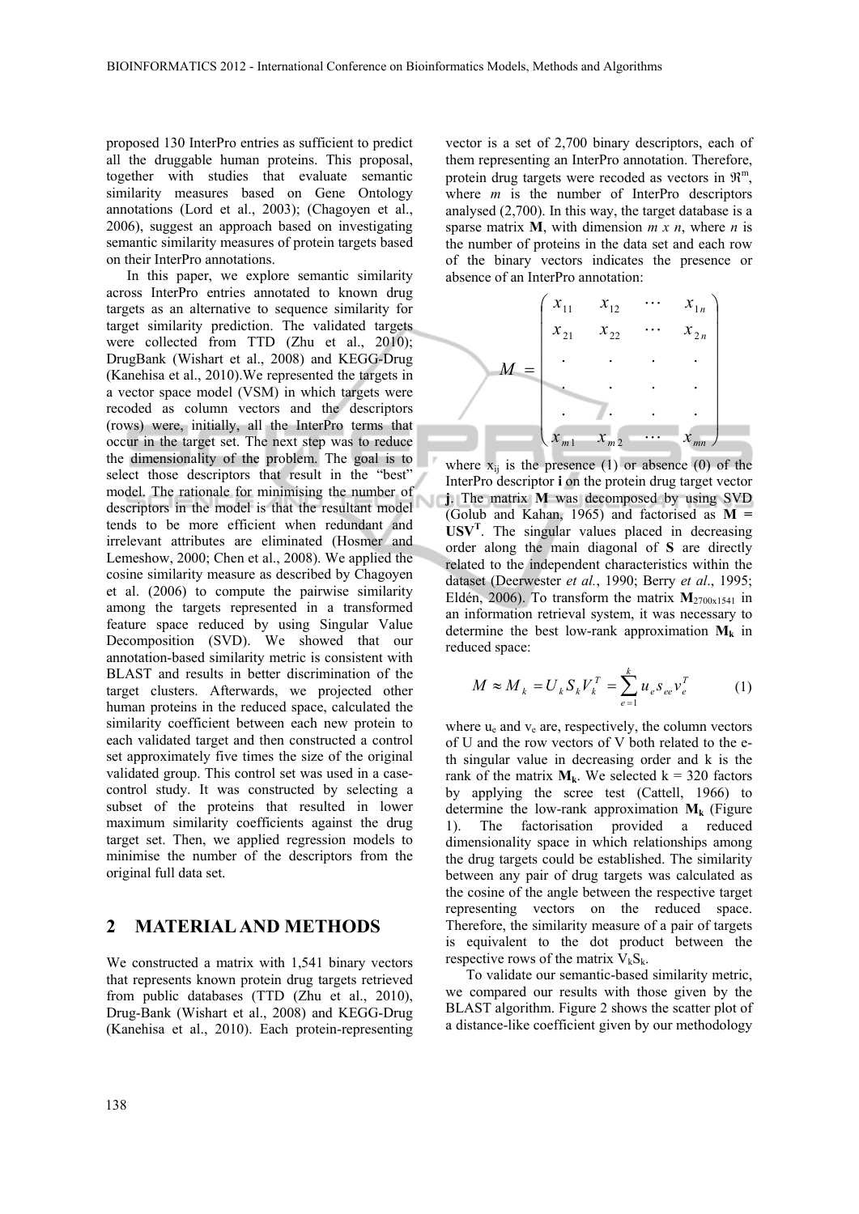proposed 130 InterPro entries as sufficient to predict all the druggable human proteins. This proposal, together with studies that evaluate semantic similarity measures based on Gene Ontology annotations (Lord et al., 2003); (Chagoyen et al., 2006), suggest an approach based on investigating semantic similarity measures of protein targets based on their InterPro annotations.

In this paper, we explore semantic similarity across InterPro entries annotated to known drug targets as an alternative to sequence similarity for target similarity prediction. The validated targets were collected from TTD (Zhu et al., 2010); DrugBank (Wishart et al., 2008) and KEGG-Drug (Kanehisa et al., 2010).We represented the targets in a vector space model (VSM) in which targets were recoded as column vectors and the descriptors (rows) were, initially, all the InterPro terms that occur in the target set. The next step was to reduce the dimensionality of the problem. The goal is to select those descriptors that result in the "best" model. The rationale for minimising the number of descriptors in the model is that the resultant model tends to be more efficient when redundant and irrelevant attributes are eliminated (Hosmer and Lemeshow, 2000; Chen et al., 2008). We applied the cosine similarity measure as described by Chagoyen et al. (2006) to compute the pairwise similarity among the targets represented in a transformed feature space reduced by using Singular Value Decomposition (SVD). We showed that our annotation-based similarity metric is consistent with BLAST and results in better discrimination of the target clusters. Afterwards, we projected other human proteins in the reduced space, calculated the similarity coefficient between each new protein to each validated target and then constructed a control set approximately five times the size of the original validated group. This control set was used in a case-control study. It was constructed by selecting a subset of the proteins that resulted in lower maximum similarity coefficients against the drug target set. Then, we applied regression models to minimise the number of the descriptors from the original full data set.

## 2 MATERIAL AND METHODS

We constructed a matrix with 1,541 binary vectors that represents known protein drug targets retrieved from public databases (TTD (Zhu et al., 2010), Drug-Bank (Wishart et al., 2008) and KEGG-Drug (Kanehisa et al., 2010). Each protein-representing vector is a set of 2,700 binary descriptors, each of them representing an InterPro annotation. Therefore, protein drug targets were recoded as vectors in $\Re^m$, where $m$ is the number of InterPro descriptors analysed (2,700). In this way, the target database is a sparse matrix **M**, with dimension $m \times n$, where $n$ is the number of proteins in the data set and each row of the binary vectors indicates the presence or absence of an InterPro annotation:

$$M = \begin{pmatrix} x_{11} & x_{12} & \cdots & x_{1n} \\ x_{21} & x_{22} & \cdots & x_{2n} \\ . & . & . & . \\ . & . & . & . \\ . & . & . & . \\ x_{m1} & x_{m2} & \cdots & x_{mn} \end{pmatrix}$$

where $x_{ij}$ is the presence (1) or absence (0) of the InterPro descriptor **i** on the protein drug target vector **j**. The matrix **M** was decomposed by using SVD (Golub and Kahan, 1965) and factorised as $\mathbf{M} = \mathbf{USV^T}$. The singular values placed in decreasing order along the main diagonal of **S** are directly related to the independent characteristics within the dataset (Deerwester *et al.*, 1990; Berry *et al*., 1995; Eldén, 2006). To transform the matrix $\mathbf{M}_{2700 \times 1541}$ in an information retrieval system, it was necessary to determine the best low-rank approximation $\mathbf{M_k}$ in reduced space:

$$M \approx M_k = U_k S_k V_k^T = \sum_{e=1}^{k} u_e s_{ee} v_e^T \qquad (1)$$

where $u_e$ and $v_e$ are, respectively, the column vectors of U and the row vectors of V both related to the e-th singular value in decreasing order and k is the rank of the matrix $\mathbf{M_k}$. We selected k = 320 factors by applying the scree test (Cattell, 1966) to determine the low-rank approximation $\mathbf{M_k}$ (Figure 1). The factorisation provided a reduced dimensionality space in which relationships among the drug targets could be established. The similarity between any pair of drug targets was calculated as the cosine of the angle between the respective target representing vectors on the reduced space. Therefore, the similarity measure of a pair of targets is equivalent to the dot product between the respective rows of the matrix $V_k S_k$.

To validate our semantic-based similarity metric, we compared our results with those given by the BLAST algorithm. Figure 2 shows the scatter plot of a distance-like coefficient given by our methodology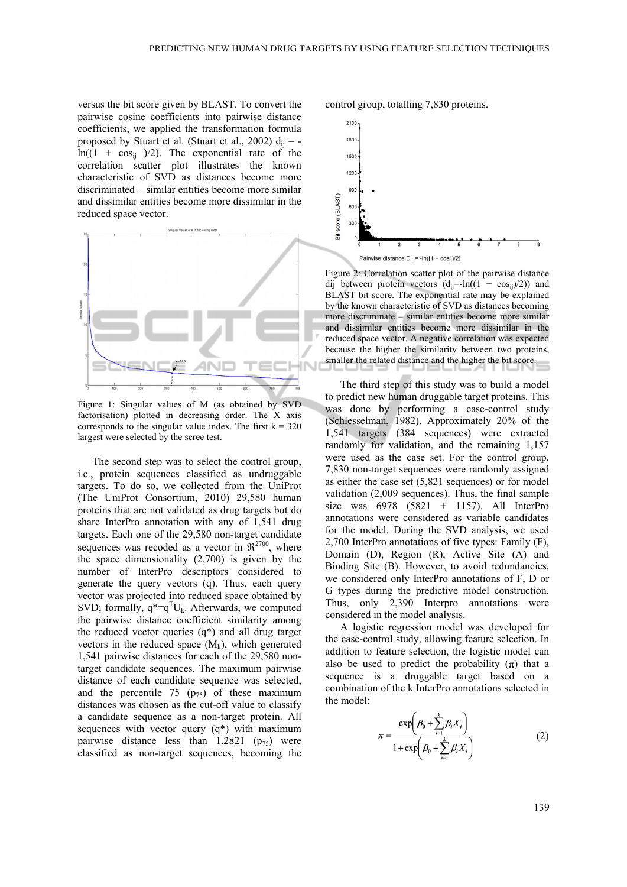versus the bit score given by BLAST. To convert the pairwise cosine coefficients into pairwise distance coefficients, we applied the transformation formula proposed by Stuart et al. (Stuart et al., 2002) $d_{ij} = -\ln((1 + \cos_{ij})/2)$. The exponential rate of the correlation scatter plot illustrates the known characteristic of SVD as distances become more discriminated – similar entities become more similar and dissimilar entities become more dissimilar in the reduced space vector.

Figure 1: Singular values of M (as obtained by SVD factorisation) plotted in decreasing order. The X axis corresponds to the singular value index. The first k = 320 largest were selected by the scree test.

The second step was to select the control group, i.e., protein sequences classified as undruggable targets. To do so, we collected from the UniProt (The UniProt Consortium, 2010) 29,580 human proteins that are not validated as drug targets but do share InterPro annotation with any of 1,541 drug targets. Each one of the 29,580 non-target candidate sequences was recoded as a vector in $\Re^{2700}$, where the space dimensionality (2,700) is given by the number of InterPro descriptors considered to generate the query vectors (q). Thus, each query vector was projected into reduced space obtained by SVD; formally, $q^* = q^T U_k$. Afterwards, we computed the pairwise distance coefficient similarity among the reduced vector queries (q*) and all drug target vectors in the reduced space ($M_k$), which generated 1,541 pairwise distances for each of the 29,580 non-target candidate sequences. The maximum pairwise distance of each candidate sequence was selected, and the percentile 75 ($p_{75}$) of these maximum distances was chosen as the cut-off value to classify a candidate sequence as a non-target protein. All sequences with vector query (q*) with maximum pairwise distance less than 1.2821 ($p_{75}$) were classified as non-target sequences, becoming the control group, totalling 7,830 proteins.

Figure 2: Correlation scatter plot of the pairwise distance dij between protein vectors ($d_{ij} = -\ln((1 + \cos_{ij})/2)$) and BLAST bit score. The exponential rate may be explained by the known characteristic of SVD as distances becoming more discriminate – similar entities become more similar and dissimilar entities become more dissimilar in the reduced space vector. A negative correlation was expected because the higher the similarity between two proteins, smaller the related distance and the higher the bit score.

The third step of this study was to build a model to predict new human druggable target proteins. This was done by performing a case-control study (Schlesselman, 1982). Approximately 20% of the 1,541 targets (384 sequences) were extracted randomly for validation, and the remaining 1,157 were used as the case set. For the control group, 7,830 non-target sequences were randomly assigned as either the case set (5,821 sequences) or for model validation (2,009 sequences). Thus, the final sample size was 6978 (5821 + 1157). All InterPro annotations were considered as variable candidates for the model. During the SVD analysis, we used 2,700 InterPro annotations of five types: Family (F), Domain (D), Region (R), Active Site (A) and Binding Site (B). However, to avoid redundancies, we considered only InterPro annotations of F, D or G types during the predictive model construction. Thus, only 2,390 Interpro annotations were considered in the model analysis.

A logistic regression model was developed for the case-control study, allowing feature selection. In addition to feature selection, the logistic model can also be used to predict the probability ($\pi$) that a sequence is a druggable target based on a combination of the k InterPro annotations selected in the model:

$$\pi = \frac{\exp\left(\beta_0 + \sum_{i=1}^{k} \beta_i X_i\right)}{1 + \exp\left(\beta_0 + \sum_{i=1}^{k} \beta_i X_i\right)} \tag{2}$$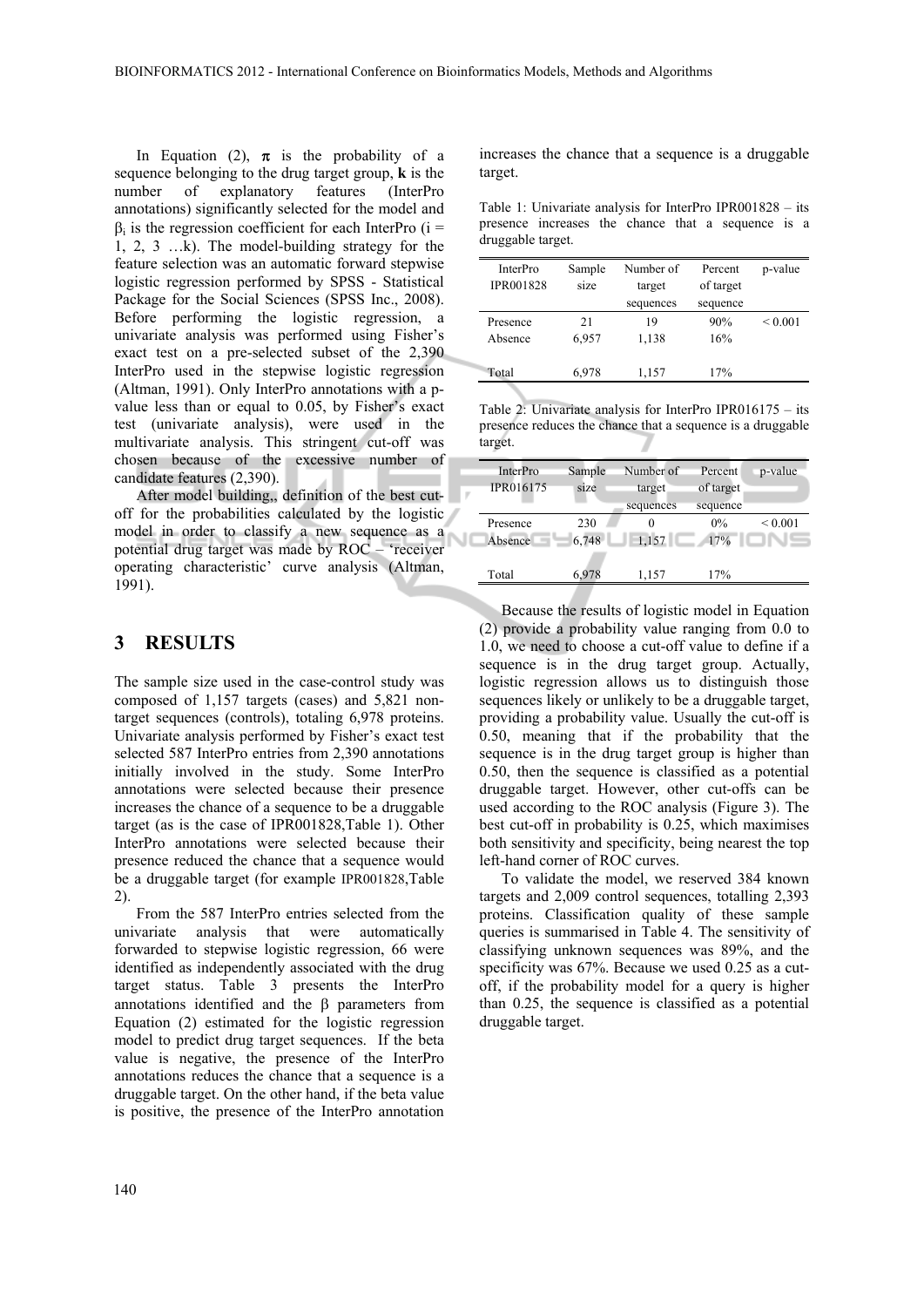In Equation (2), $\pi$ is the probability of a sequence belonging to the drug target group, **k** is the number of explanatory features (InterPro annotations) significantly selected for the model and $\beta_i$ is the regression coefficient for each InterPro ($i = 1, 2, 3 \ldots k$). The model-building strategy for the feature selection was an automatic forward stepwise logistic regression performed by SPSS - Statistical Package for the Social Sciences (SPSS Inc., 2008). Before performing the logistic regression, a univariate analysis was performed using Fisher's exact test on a pre-selected subset of the 2,390 InterPro used in the stepwise logistic regression (Altman, 1991). Only InterPro annotations with a p-value less than or equal to 0.05, by Fisher's exact test (univariate analysis), were used in the multivariate analysis. This stringent cut-off was chosen because of the excessive number of candidate features (2,390).

After model building,, definition of the best cut-off for the probabilities calculated by the logistic model in order to classify a new sequence as a potential drug target was made by ROC – 'receiver operating characteristic' curve analysis (Altman, 1991).

## 3 RESULTS

The sample size used in the case-control study was composed of 1,157 targets (cases) and 5,821 non-target sequences (controls), totaling 6,978 proteins. Univariate analysis performed by Fisher's exact test selected 587 InterPro entries from 2,390 annotations initially involved in the study. Some InterPro annotations were selected because their presence increases the chance of a sequence to be a druggable target (as is the case of IPR001828,Table 1). Other InterPro annotations were selected because their presence reduced the chance that a sequence would be a druggable target (for example IPR001828,Table 2).

From the 587 InterPro entries selected from the univariate analysis that were automatically forwarded to stepwise logistic regression, 66 were identified as independently associated with the drug target status. Table 3 presents the InterPro annotations identified and the $\beta$ parameters from Equation (2) estimated for the logistic regression model to predict drug target sequences. If the beta value is negative, the presence of the InterPro annotations reduces the chance that a sequence is a druggable target. On the other hand, if the beta value is positive, the presence of the InterPro annotation increases the chance that a sequence is a druggable target.

Table 1: Univariate analysis for InterPro IPR001828 – its presence increases the chance that a sequence is a druggable target.

| InterPro IPR001828 | Sample size | Number of target sequences | Percent of target sequence | p-value |
|---|---|---|---|---|
| Presence | 21 | 19 | 90% | < 0.001 |
| Absence | 6,957 | 1,138 | 16% | |
| Total | 6,978 | 1,157 | 17% | |

Table 2: Univariate analysis for InterPro IPR016175 – its presence reduces the chance that a sequence is a druggable target.

| InterPro IPR016175 | Sample size | Number of target sequences | Percent of target sequence | p-value |
|---|---|---|---|---|
| Presence | 230 | 0 | 0% | < 0.001 |
| Absence | 6,748 | 1,157 | 17% | |
| Total | 6,978 | 1,157 | 17% | |

Because the results of logistic model in Equation (2) provide a probability value ranging from 0.0 to 1.0, we need to choose a cut-off value to define if a sequence is in the drug target group. Actually, logistic regression allows us to distinguish those sequences likely or unlikely to be a druggable target, providing a probability value. Usually the cut-off is 0.50, meaning that if the probability that the sequence is in the drug target group is higher than 0.50, then the sequence is classified as a potential druggable target. However, other cut-offs can be used according to the ROC analysis (Figure 3). The best cut-off in probability is 0.25, which maximises both sensitivity and specificity, being nearest the top left-hand corner of ROC curves.

To validate the model, we reserved 384 known targets and 2,009 control sequences, totalling 2,393 proteins. Classification quality of these sample queries is summarised in Table 4. The sensitivity of classifying unknown sequences was 89%, and the specificity was 67%. Because we used 0.25 as a cut-off, if the probability model for a query is higher than 0.25, the sequence is classified as a potential druggable target.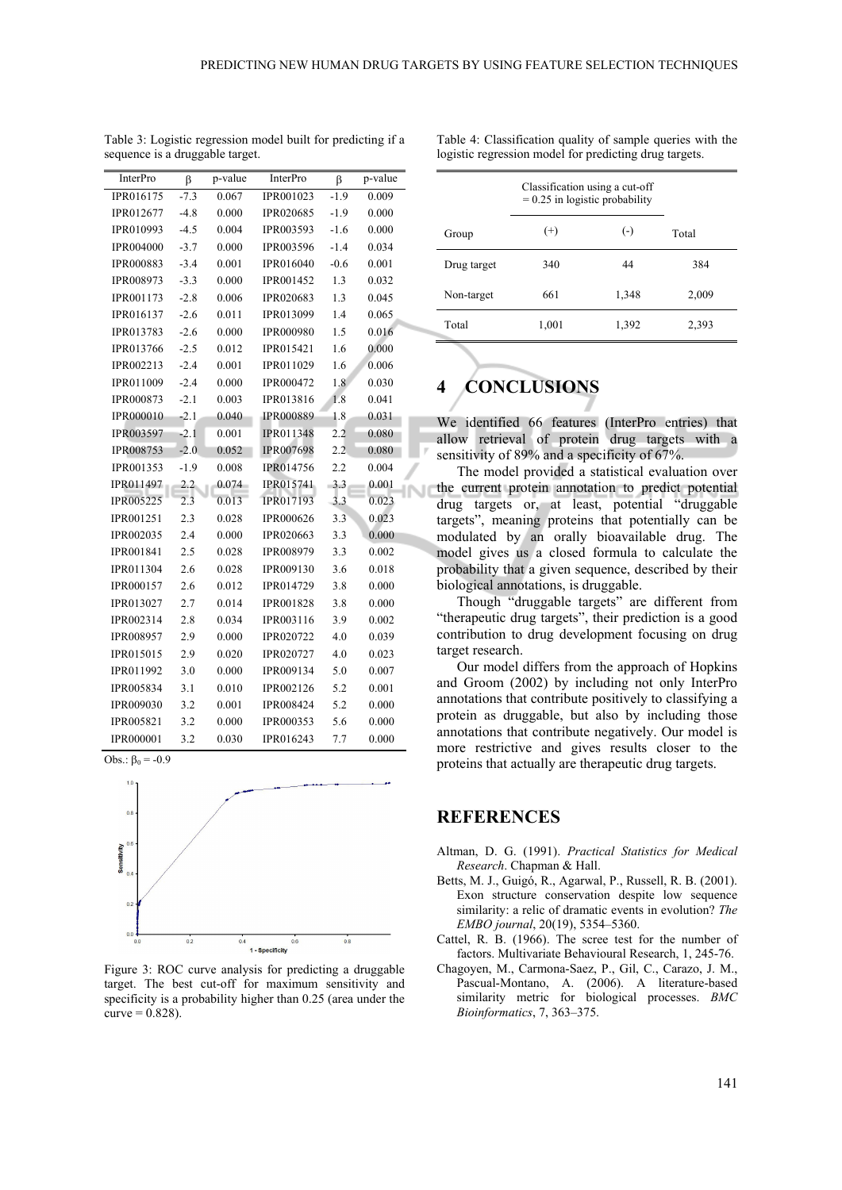Table 3: Logistic regression model built for predicting if a sequence is a druggable target.

| InterPro | β | p-value | InterPro | β | p-value |
|---|---|---|---|---|---|
| IPR016175 | -7.3 | 0.067 | IPR001023 | -1.9 | 0.009 |
| IPR012677 | -4.8 | 0.000 | IPR020685 | -1.9 | 0.000 |
| IPR010993 | -4.5 | 0.004 | IPR003593 | -1.6 | 0.000 |
| IPR004000 | -3.7 | 0.000 | IPR003596 | -1.4 | 0.034 |
| IPR000883 | -3.4 | 0.001 | IPR016040 | -0.6 | 0.001 |
| IPR008973 | -3.3 | 0.000 | IPR001452 | 1.3 | 0.032 |
| IPR001173 | -2.8 | 0.006 | IPR020683 | 1.3 | 0.045 |
| IPR016137 | -2.6 | 0.011 | IPR013099 | 1.4 | 0.065 |
| IPR013783 | -2.6 | 0.000 | IPR000980 | 1.5 | 0.016 |
| IPR013766 | -2.5 | 0.012 | IPR015421 | 1.6 | 0.000 |
| IPR002213 | -2.4 | 0.001 | IPR011029 | 1.6 | 0.006 |
| IPR011009 | -2.4 | 0.000 | IPR000472 | 1.8 | 0.030 |
| IPR000873 | -2.1 | 0.003 | IPR013816 | 1.8 | 0.041 |
| IPR000010 | -2.1 | 0.040 | IPR000889 | 1.8 | 0.031 |
| IPR003597 | -2.1 | 0.001 | IPR011348 | 2.2 | 0.080 |
| IPR008753 | -2.0 | 0.052 | IPR007698 | 2.2 | 0.080 |
| IPR001353 | -1.9 | 0.008 | IPR014756 | 2.2 | 0.004 |
| IPR011497 | 2.2 | 0.074 | IPR015741 | 3.3 | 0.001 |
| IPR005225 | 2.3 | 0.013 | IPR017193 | 3.3 | 0.023 |
| IPR001251 | 2.3 | 0.028 | IPR000626 | 3.3 | 0.023 |
| IPR002035 | 2.4 | 0.000 | IPR020663 | 3.3 | 0.000 |
| IPR001841 | 2.5 | 0.028 | IPR008979 | 3.3 | 0.002 |
| IPR011304 | 2.6 | 0.028 | IPR009130 | 3.6 | 0.018 |
| IPR000157 | 2.6 | 0.012 | IPR014729 | 3.8 | 0.000 |
| IPR013027 | 2.7 | 0.014 | IPR001828 | 3.8 | 0.000 |
| IPR002314 | 2.8 | 0.034 | IPR003116 | 3.9 | 0.002 |
| IPR008957 | 2.9 | 0.000 | IPR020722 | 4.0 | 0.039 |
| IPR015015 | 2.9 | 0.020 | IPR020727 | 4.0 | 0.023 |
| IPR011992 | 3.0 | 0.000 | IPR009134 | 5.0 | 0.007 |
| IPR005834 | 3.1 | 0.010 | IPR002126 | 5.2 | 0.001 |
| IPR009030 | 3.2 | 0.001 | IPR008424 | 5.2 | 0.000 |
| IPR005821 | 3.2 | 0.000 | IPR000353 | 5.6 | 0.000 |
| IPR000001 | 3.2 | 0.030 | IPR016243 | 7.7 | 0.000 |

Obs.: $\beta_0 = -0.9$

Figure 3: ROC curve analysis for predicting a druggable target. The best cut-off for maximum sensitivity and specificity is a probability higher than 0.25 (area under the curve = 0.828).

Table 4: Classification quality of sample queries with the logistic regression model for predicting drug targets.

| Group | Classification using a cut-off = 0.25 in logistic probability (+) | (-) | Total |
|---|---|---|---|
| Drug target | 340 | 44 | 384 |
| Non-target | 661 | 1,348 | 2,009 |
| Total | 1,001 | 1,392 | 2,393 |

## 4 CONCLUSIONS

We identified 66 features (InterPro entries) that allow retrieval of protein drug targets with a sensitivity of 89% and a specificity of 67%.

The model provided a statistical evaluation over the current protein annotation to predict potential drug targets or, at least, potential "druggable targets", meaning proteins that potentially can be modulated by an orally bioavailable drug. The model gives us a closed formula to calculate the probability that a given sequence, described by their biological annotations, is druggable.

Though "druggable targets" are different from "therapeutic drug targets", their prediction is a good contribution to drug development focusing on drug target research.

Our model differs from the approach of Hopkins and Groom (2002) by including not only InterPro annotations that contribute positively to classifying a protein as druggable, but also by including those annotations that contribute negatively. Our model is more restrictive and gives results closer to the proteins that actually are therapeutic drug targets.

## REFERENCES

Altman, D. G. (1991). *Practical Statistics for Medical Research*. Chapman & Hall.

Betts, M. J., Guigó, R., Agarwal, P., Russell, R. B. (2001). Exon structure conservation despite low sequence similarity: a relic of dramatic events in evolution? *The EMBO journal*, 20(19), 5354–5360.

Cattel, R. B. (1966). The scree test for the number of factors. Multivariate Behavioural Research, 1, 245-76.

Chagoyen, M., Carmona-Saez, P., Gil, C., Carazo, J. M., Pascual-Montano, A. (2006). A literature-based similarity metric for biological processes. *BMC Bioinformatics*, 7, 363–375.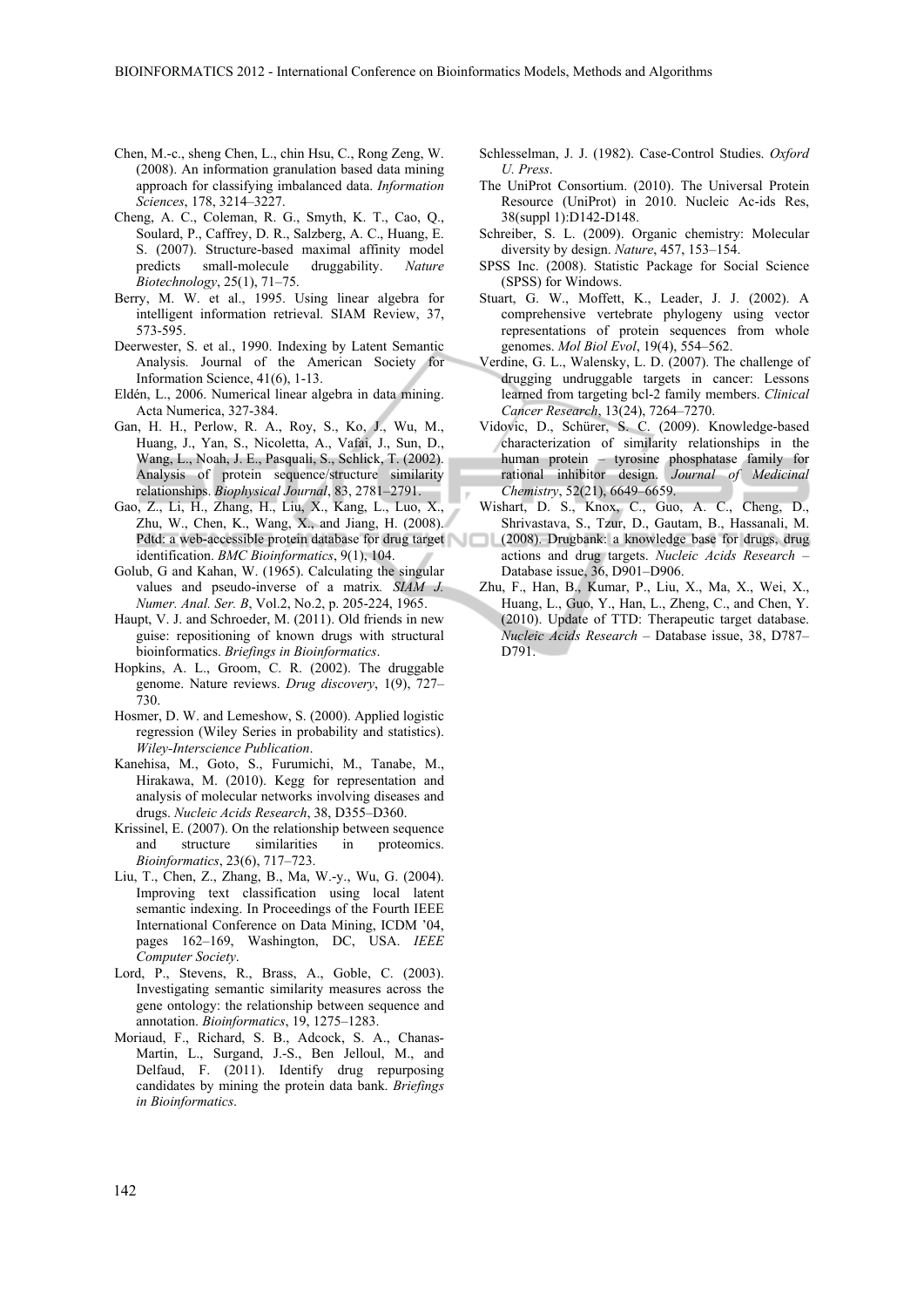Chen, M.-c., sheng Chen, L., chin Hsu, C., Rong Zeng, W. (2008). An information granulation based data mining approach for classifying imbalanced data. *Information Sciences*, 178, 3214–3227.

Cheng, A. C., Coleman, R. G., Smyth, K. T., Cao, Q., Soulard, P., Caffrey, D. R., Salzberg, A. C., Huang, E. S. (2007). Structure-based maximal affinity model predicts small-molecule druggability. *Nature Biotechnology*, 25(1), 71–75.

Berry, M. W. et al., 1995. Using linear algebra for intelligent information retrieval. SIAM Review, 37, 573-595.

Deerwester, S. et al., 1990. Indexing by Latent Semantic Analysis. Journal of the American Society for Information Science, 41(6), 1-13.

Eldén, L., 2006. Numerical linear algebra in data mining. Acta Numerica, 327-384.

Gan, H. H., Perlow, R. A., Roy, S., Ko, J., Wu, M., Huang, J., Yan, S., Nicoletta, A., Vafai, J., Sun, D., Wang, L., Noah, J. E., Pasquali, S., Schlick, T. (2002). Analysis of protein sequence/structure similarity relationships. *Biophysical Journal*, 83, 2781–2791.

Gao, Z., Li, H., Zhang, H., Liu, X., Kang, L., Luo, X., Zhu, W., Chen, K., Wang, X., and Jiang, H. (2008). Pdtd: a web-accessible protein database for drug target identification. *BMC Bioinformatics*, 9(1), 104.

Golub, G and Kahan, W. (1965). Calculating the singular values and pseudo-inverse of a matrix. *SIAM J. Numer. Anal. Ser. B*, Vol.2, No.2, p. 205-224, 1965.

Haupt, V. J. and Schroeder, M. (2011). Old friends in new guise: repositioning of known drugs with structural bioinformatics. *Briefings in Bioinformatics*.

Hopkins, A. L., Groom, C. R. (2002). The druggable genome. Nature reviews. *Drug discovery*, 1(9), 727–730.

Hosmer, D. W. and Lemeshow, S. (2000). Applied logistic regression (Wiley Series in probability and statistics). *Wiley-Interscience Publication*.

Kanehisa, M., Goto, S., Furumichi, M., Tanabe, M., Hirakawa, M. (2010). Kegg for representation and analysis of molecular networks involving diseases and drugs. *Nucleic Acids Research*, 38, D355–D360.

Krissinel, E. (2007). On the relationship between sequence and structure similarities in proteomics. *Bioinformatics*, 23(6), 717–723.

Liu, T., Chen, Z., Zhang, B., Ma, W.-y., Wu, G. (2004). Improving text classification using local latent semantic indexing. In Proceedings of the Fourth IEEE International Conference on Data Mining, ICDM '04, pages 162–169, Washington, DC, USA. *IEEE Computer Society*.

Lord, P., Stevens, R., Brass, A., Goble, C. (2003). Investigating semantic similarity measures across the gene ontology: the relationship between sequence and annotation. *Bioinformatics*, 19, 1275–1283.

Moriaud, F., Richard, S. B., Adcock, S. A., Chanas-Martin, L., Surgand, J.-S., Ben Jelloul, M., and Delfaud, F. (2011). Identify drug repurposing candidates by mining the protein data bank. *Briefings in Bioinformatics*.

Schlesselman, J. J. (1982). Case-Control Studies. *Oxford U. Press*.

The UniProt Consortium. (2010). The Universal Protein Resource (UniProt) in 2010. Nucleic Ac-ids Res, 38(suppl 1):D142-D148.

Schreiber, S. L. (2009). Organic chemistry: Molecular diversity by design. *Nature*, 457, 153–154.

SPSS Inc. (2008). Statistic Package for Social Science (SPSS) for Windows.

Stuart, G. W., Moffett, K., Leader, J. J. (2002). A comprehensive vertebrate phylogeny using vector representations of protein sequences from whole genomes. *Mol Biol Evol*, 19(4), 554–562.

Verdine, G. L., Walensky, L. D. (2007). The challenge of drugging undruggable targets in cancer: Lessons learned from targeting bcl-2 family members. *Clinical Cancer Research*, 13(24), 7264–7270.

Vidovic, D., Schürer, S. C. (2009). Knowledge-based characterization of similarity relationships in the human protein – tyrosine phosphatase family for rational inhibitor design. *Journal of Medicinal Chemistry*, 52(21), 6649–6659.

Wishart, D. S., Knox, C., Guo, A. C., Cheng, D., Shrivastava, S., Tzur, D., Gautam, B., Hassanali, M. (2008). Drugbank: a knowledge base for drugs, drug actions and drug targets. *Nucleic Acids Research* – Database issue, 36, D901–D906.

Zhu, F., Han, B., Kumar, P., Liu, X., Ma, X., Wei, X., Huang, L., Guo, Y., Han, L., Zheng, C., and Chen, Y. (2010). Update of TTD: Therapeutic target database. *Nucleic Acids Research* – Database issue, 38, D787–D791.